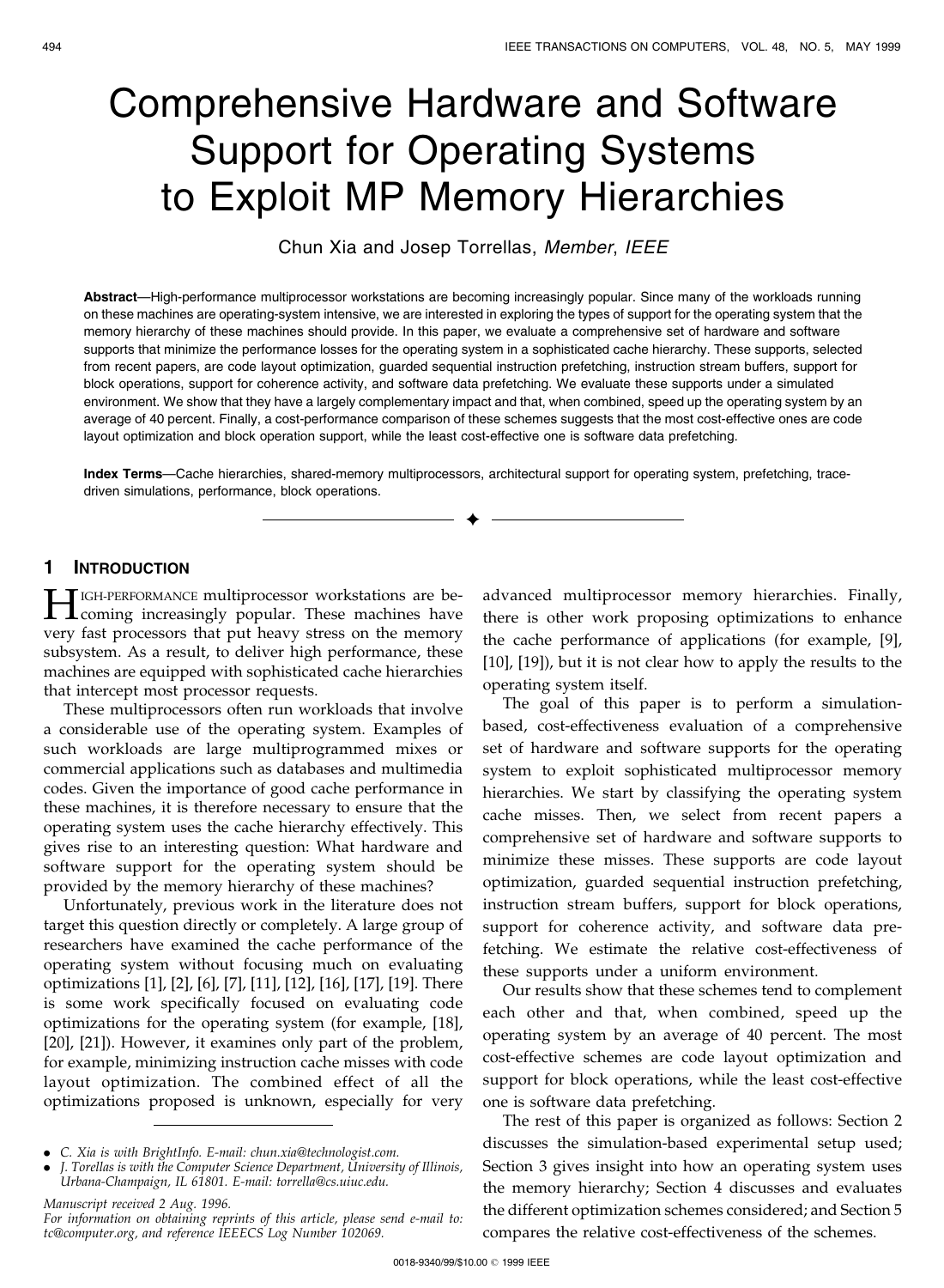# Comprehensive Hardware and Software Support for Operating Systems to Exploit MP Memory Hierarchies

Chun Xia and Josep Torrellas, *Member*, *IEEE*

**Abstract**—High-performance multiprocessor workstations are becoming increasingly popular. Since many of the workloads running on these machines are operating-system intensive, we are interested in exploring the types of support for the operating system that the memory hierarchy of these machines should provide. In this paper, we evaluate a comprehensive set of hardware and software supports that minimize the performance losses for the operating system in a sophisticated cache hierarchy. These supports, selected from recent papers, are code layout optimization, guarded sequential instruction prefetching, instruction stream buffers, support for block operations, support for coherence activity, and software data prefetching. We evaluate these supports under a simulated environment. We show that they have a largely complementary impact and that, when combined, speed up the operating system by an average of 40 percent. Finally, a cost-performance comparison of these schemes suggests that the most cost-effective ones are code layout optimization and block operation support, while the least cost-effective one is software data prefetching.

**Index Terms**—Cache hierarchies, shared-memory multiprocessors, architectural support for operating system, prefetching, trace-driven simulations, performance, block operations.

---

## 1 Introduction

High-performance multiprocessor workstations are becoming increasingly popular. These machines have very fast processors that put heavy stress on the memory subsystem. As a result, to deliver high performance, these machines are equipped with sophisticated cache hierarchies that intercept most processor requests.

These multiprocessors often run workloads that involve a considerable use of the operating system. Examples of such workloads are large multiprogrammed mixes or commercial applications such as databases and multimedia codes. Given the importance of good cache performance in these machines, it is therefore necessary to ensure that the operating system uses the cache hierarchy effectively. This gives rise to an interesting question: What hardware and software support for the operating system should be provided by the memory hierarchy of these machines?

Unfortunately, previous work in the literature does not target this question directly or completely. A large group of researchers have examined the cache performance of the operating system without focusing much on evaluating optimizations [1], [2], [6], [7], [11], [12], [16], [17], [19]. There is some work specifically focused on evaluating code optimizations for the operating system (for example, [18], [20], [21]). However, it examines only part of the problem, for example, minimizing instruction cache misses with code layout optimization. The combined effect of all the optimizations proposed is unknown, especially for very advanced multiprocessor memory hierarchies. Finally, there is other work proposing optimizations to enhance the cache performance of applications (for example, [9], [10], [19]), but it is not clear how to apply the results to the operating system itself.

The goal of this paper is to perform a simulation-based, cost-effectiveness evaluation of a comprehensive set of hardware and software supports for the operating system to exploit sophisticated multiprocessor memory hierarchies. We start by classifying the operating system cache misses. Then, we select from recent papers a comprehensive set of hardware and software supports to minimize these misses. These supports are code layout optimization, guarded sequential instruction prefetching, instruction stream buffers, support for block operations, support for coherence activity, and software data prefetching. We estimate the relative cost-effectiveness of these supports under a uniform environment.

Our results show that these schemes tend to complement each other and that, when combined, speed up the operating system by an average of 40 percent. The most cost-effective schemes are code layout optimization and support for block operations, while the least cost-effective one is software data prefetching.

The rest of this paper is organized as follows: Section 2 discusses the simulation-based experimental setup used; Section 3 gives insight into how an operating system uses the memory hierarchy; Section 4 discusses and evaluates the different optimization schemes considered; and Section 5 compares the relative cost-effectiveness of the schemes.

---

- C. Xia is with BrightInfo. E-mail: chun.xia@technologist.com.
- J. Torrellas is with the Computer Science Department, University of Illinois, Urbana-Champaign, IL 61801. E-mail: torrella@cs.uiuc.edu.

*Manuscript received 2 Aug. 1996.*

*For information on obtaining reprints of this article, please send e-mail to: tc@computer.org, and reference IEEECS Log Number 102069.*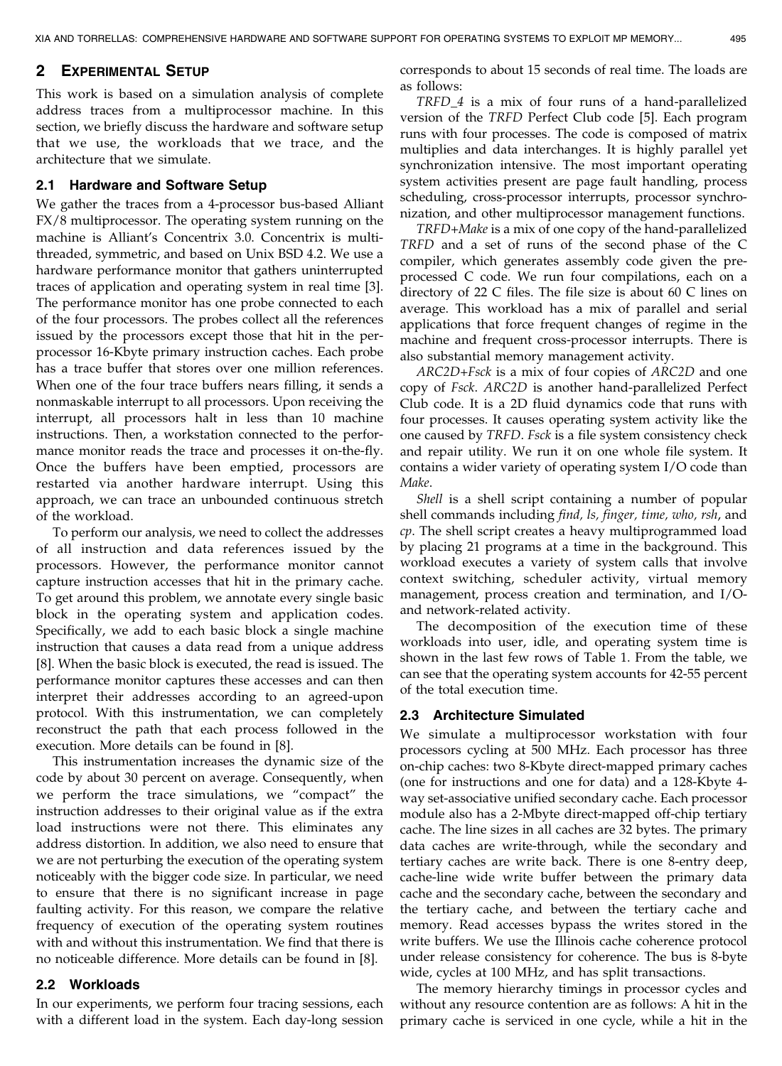## 2 Experimental Setup

This work is based on a simulation analysis of complete address traces from a multiprocessor machine. In this section, we briefly discuss the hardware and software setup that we use, the workloads that we trace, and the architecture that we simulate.

### 2.1 Hardware and Software Setup

We gather the traces from a 4-processor bus-based Alliant FX/8 multiprocessor. The operating system running on the machine is Alliant's Concentrix 3.0. Concentrix is multithreaded, symmetric, and based on Unix BSD 4.2. We use a hardware performance monitor that gathers uninterrupted traces of application and operating system in real time [3]. The performance monitor has one probe connected to each of the four processors. The probes collect all the references issued by the processors except those that hit in the per-processor 16-Kbyte primary instruction caches. Each probe has a trace buffer that stores over one million references. When one of the four trace buffers nears filling, it sends a nonmaskable interrupt to all processors. Upon receiving the interrupt, all processors halt in less than 10 machine instructions. Then, a workstation connected to the performance monitor reads the trace and processes it on-the-fly. Once the buffers have been emptied, processors are restarted via another hardware interrupt. Using this approach, we can trace an unbounded continuous stretch of the workload.

To perform our analysis, we need to collect the addresses of all instruction and data references issued by the processors. However, the performance monitor cannot capture instruction accesses that hit in the primary cache. To get around this problem, we annotate every single basic block in the operating system and application codes. Specifically, we add to each basic block a single machine instruction that causes a data read from a unique address [8]. When the basic block is executed, the read is issued. The performance monitor captures these accesses and can then interpret their addresses according to an agreed-upon protocol. With this instrumentation, we can completely reconstruct the path that each process followed in the execution. More details can be found in [8].

This instrumentation increases the dynamic size of the code by about 30 percent on average. Consequently, when we perform the trace simulations, we "compact" the instruction addresses to their original value as if the extra load instructions were not there. This eliminates any address distortion. In addition, we also need to ensure that we are not perturbing the execution of the operating system noticeably with the bigger code size. In particular, we need to ensure that there is no significant increase in page faulting activity. For this reason, we compare the relative frequency of execution of the operating system routines with and without this instrumentation. We find that there is no noticeable difference. More details can be found in [8].

### 2.2 Workloads

In our experiments, we perform four tracing sessions, each with a different load in the system. Each day-long session corresponds to about 15 seconds of real time. The loads are as follows:

*TRFD_4* is a mix of four runs of a hand-parallelized version of the *TRFD* Perfect Club code [5]. Each program runs with four processes. The code is composed of matrix multiplies and data interchanges. It is highly parallel yet synchronization intensive. The most important operating system activities present are page fault handling, process scheduling, cross-processor interrupts, processor synchronization, and other multiprocessor management functions.

*TRFD+Make* is a mix of one copy of the hand-parallelized *TRFD* and a set of runs of the second phase of the C compiler, which generates assembly code given the preprocessed C code. We run four compilations, each on a directory of 22 C files. The file size is about 60 C lines on average. This workload has a mix of parallel and serial applications that force frequent changes of regime in the machine and frequent cross-processor interrupts. There is also substantial memory management activity.

*ARC2D+Fsck* is a mix of four copies of *ARC2D* and one copy of *Fsck*. *ARC2D* is another hand-parallelized Perfect Club code. It is a 2D fluid dynamics code that runs with four processes. It causes operating system activity like the one caused by *TRFD*. *Fsck* is a file system consistency check and repair utility. We run it on one whole file system. It contains a wider variety of operating system I/O code than *Make*.

*Shell* is a shell script containing a number of popular shell commands including *find, ls, finger, time, who, rsh*, and *cp*. The shell script creates a heavy multiprogrammed load by placing 21 programs at a time in the background. This workload executes a variety of system calls that involve context switching, scheduler activity, virtual memory management, process creation and termination, and I/O- and network-related activity.

The decomposition of the execution time of these workloads into user, idle, and operating system time is shown in the last few rows of Table 1. From the table, we can see that the operating system accounts for 42-55 percent of the total execution time.

### 2.3 Architecture Simulated

We simulate a multiprocessor workstation with four processors cycling at 500 MHz. Each processor has three on-chip caches: two 8-Kbyte direct-mapped primary caches (one for instructions and one for data) and a 128-Kbyte 4-way set-associative unified secondary cache. Each processor module also has a 2-Mbyte direct-mapped off-chip tertiary cache. The line sizes in all caches are 32 bytes. The primary data caches are write-through, while the secondary and tertiary caches are write back. There is one 8-entry deep, cache-line wide write buffer between the primary data cache and the secondary cache, between the secondary and the tertiary cache, and between the tertiary cache and memory. Read accesses bypass the writes stored in the write buffers. We use the Illinois cache coherence protocol under release consistency for coherence. The bus is 8-byte wide, cycles at 100 MHz, and has split transactions.

The memory hierarchy timings in processor cycles and without any resource contention are as follows: A hit in the primary cache is serviced in one cycle, while a hit in the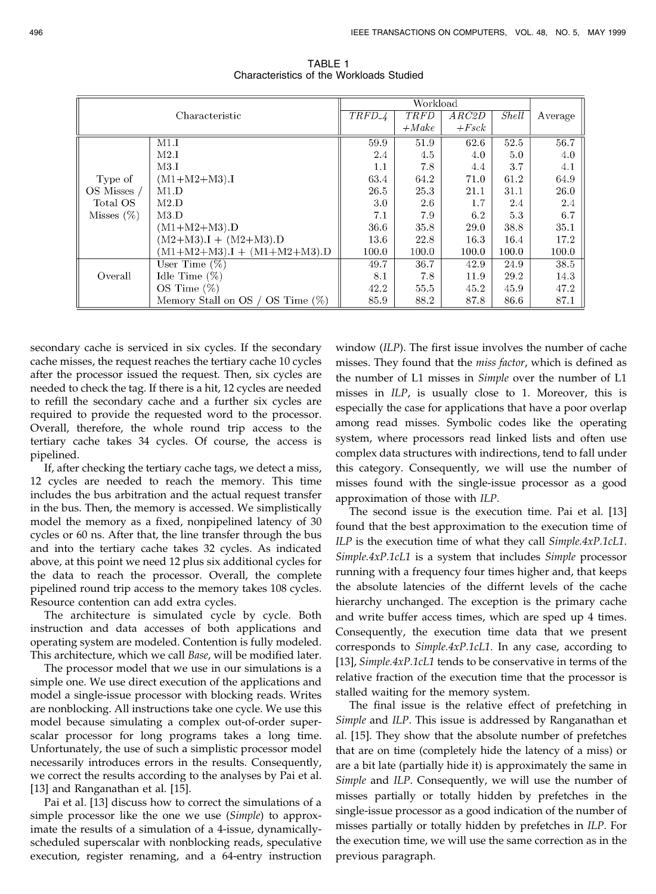TABLE 1
Characteristics of the Workloads Studied

| Characteristic | | Workload | | | | Average |
|---|---|---|---|---|---|---|
| | | *TRFD_4* | *TRFD +Make* | *ARC2D +Fsck* | *Shell* | |
| Type of OS Misses / Total OS Misses (%) | M1.I | 59.9 | 51.9 | 62.6 | 52.5 | 56.7 |
| | M2.I | 2.4 | 4.5 | 4.0 | 5.0 | 4.0 |
| | M3.I | 1.1 | 7.8 | 4.4 | 3.7 | 4.1 |
| | (M1+M2+M3).I | 63.4 | 64.2 | 71.0 | 61.2 | 64.9 |
| | M1.D | 26.5 | 25.3 | 21.1 | 31.1 | 26.0 |
| | M2.D | 3.0 | 2.6 | 1.7 | 2.4 | 2.4 |
| | M3.D | 7.1 | 7.9 | 6.2 | 5.3 | 6.7 |
| | (M1+M2+M3).D | 36.6 | 35.8 | 29.0 | 38.8 | 35.1 |
| | (M2+M3).I + (M2+M3).D | 13.6 | 22.8 | 16.3 | 16.4 | 17.2 |
| | (M1+M2+M3).I + (M1+M2+M3).D | 100.0 | 100.0 | 100.0 | 100.0 | 100.0 |
| Overall | User Time (%) | 49.7 | 36.7 | 42.9 | 24.9 | 38.5 |
| | Idle Time (%) | 8.1 | 7.8 | 11.9 | 29.2 | 14.3 |
| | OS Time (%) | 42.2 | 55.5 | 45.2 | 45.9 | 47.2 |
| | Memory Stall on OS / OS Time (%) | 85.9 | 88.2 | 87.8 | 86.6 | 87.1 |

secondary cache is serviced in six cycles. If the secondary cache misses, the request reaches the tertiary cache 10 cycles after the processor issued the request. Then, six cycles are needed to check the tag. If there is a hit, 12 cycles are needed to refill the secondary cache and a further six cycles are required to provide the requested word to the processor. Overall, therefore, the whole round trip access to the tertiary cache takes 34 cycles. Of course, the access is pipelined.

If, after checking the tertiary cache tags, we detect a miss, 12 cycles are needed to reach the memory. This time includes the bus arbitration and the actual request transfer in the bus. Then, the memory is accessed. We simplistically model the memory as a fixed, nonpipelined latency of 30 cycles or 60 ns. After that, the line transfer through the bus and into the tertiary cache takes 32 cycles. As indicated above, at this point we need 12 plus six additional cycles for the data to reach the processor. Overall, the complete pipelined round trip access to the memory takes 108 cycles. Resource contention can add extra cycles.

The architecture is simulated cycle by cycle. Both instruction and data accesses of both applications and operating system are modeled. Contention is fully modeled. This architecture, which we call *Base*, will be modified later.

The processor model that we use in our simulations is a simple one. We use direct execution of the applications and model a single-issue processor with blocking reads. Writes are nonblocking. All instructions take one cycle. We use this model because simulating a complex out-of-order superscalar processor for long programs takes a long time. Unfortunately, the use of such a simplistic processor model necessarily introduces errors in the results. Consequently, we correct the results according to the analyses by Pai et al. [13] and Ranganathan et al. [15].

Pai et al. [13] discuss how to correct the simulations of a simple processor like the one we use (*Simple*) to approximate the results of a simulation of a 4-issue, dynamically-scheduled superscalar with nonblocking reads, speculative execution, register renaming, and a 64-entry instruction window (*ILP*). The first issue involves the number of cache misses. They found that the *miss factor*, which is defined as the number of L1 misses in *Simple* over the number of L1 misses in *ILP*, is usually close to 1. Moreover, this is especially the case for applications that have a poor overlap among read misses. Symbolic codes like the operating system, where processors read linked lists and often use complex data structures with indirections, tend to fall under this category. Consequently, we will use the number of misses found with the single-issue processor as a good approximation of those with *ILP*.

The second issue is the execution time. Pai et al. [13] found that the best approximation to the execution time of *ILP* is the execution time of what they call *Simple.4xP.1cL1*. *Simple.4xP.1cL1* is a system that includes *Simple* processor running with a frequency four times higher and, that keeps the absolute latencies of the differnt levels of the cache hierarchy unchanged. The exception is the primary cache and write buffer access times, which are sped up 4 times. Consequently, the execution time data that we present corresponds to *Simple.4xP.1cL1*. In any case, according to [13], *Simple.4xP.1cL1* tends to be conservative in terms of the relative fraction of the execution time that the processor is stalled waiting for the memory system.

The final issue is the relative effect of prefetching in *Simple* and *ILP*. This issue is addressed by Ranganathan et al. [15]. They show that the absolute number of prefetches that are on time (completely hide the latency of a miss) or are a bit late (partially hide it) is approximately the same in *Simple* and *ILP*. Consequently, we will use the number of misses partially or totally hidden by prefetches in the single-issue processor as a good indication of the number of misses partially or totally hidden by prefetches in *ILP*. For the execution time, we will use the same correction as in the previous paragraph.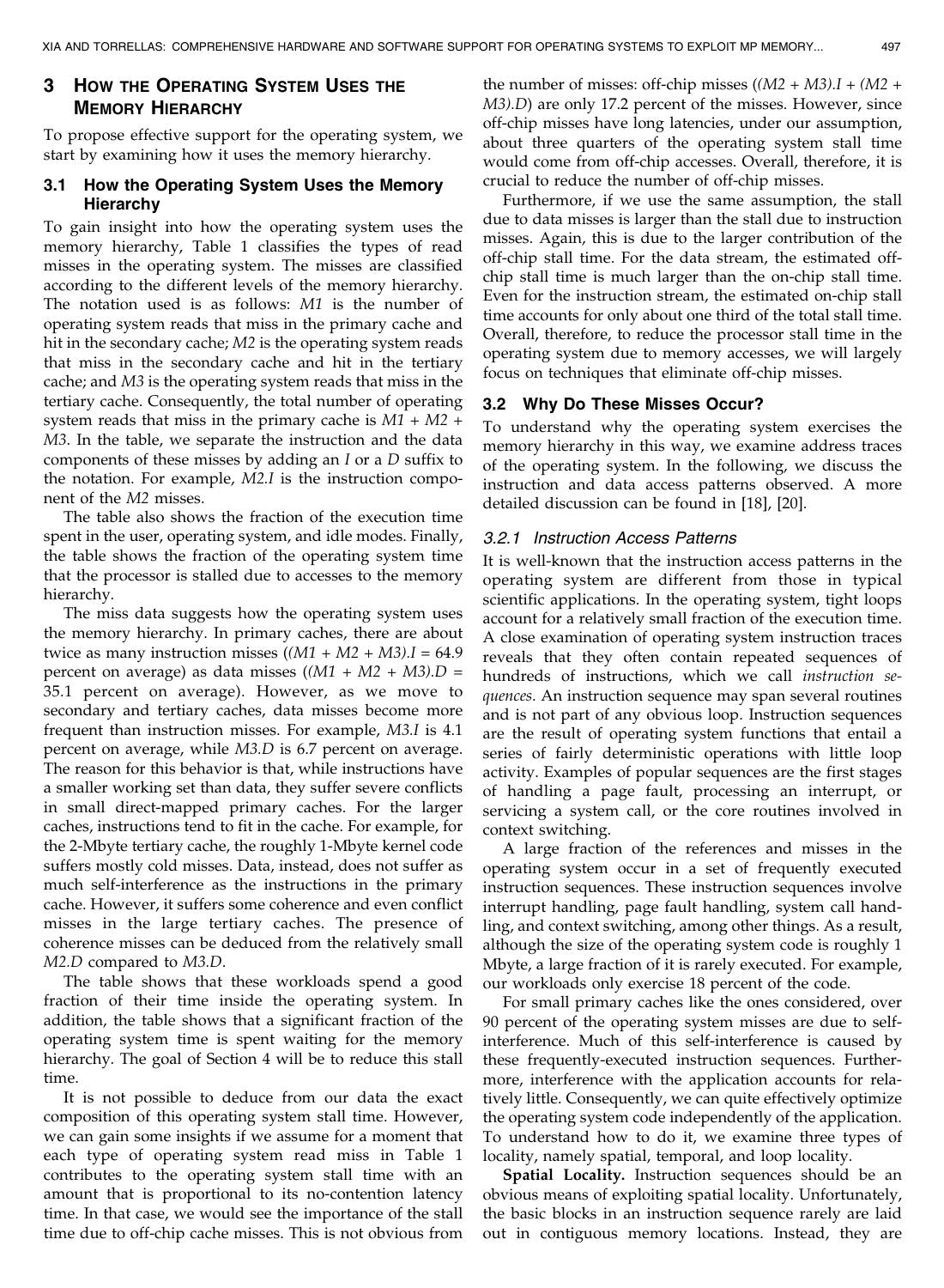## 3 How the Operating System Uses the Memory Hierarchy

To propose effective support for the operating system, we start by examining how it uses the memory hierarchy.

### 3.1 How the Operating System Uses the Memory Hierarchy

To gain insight into how the operating system uses the memory hierarchy, Table 1 classifies the types of read misses in the operating system. The misses are classified according to the different levels of the memory hierarchy. The notation used is as follows: *M1* is the number of operating system reads that miss in the primary cache and hit in the secondary cache; *M2* is the operating system reads that miss in the secondary cache and hit in the tertiary cache; and *M3* is the operating system reads that miss in the tertiary cache. Consequently, the total number of operating system reads that miss in the primary cache is *M1* + *M2* + *M3*. In the table, we separate the instruction and the data components of these misses by adding an *I* or a *D* suffix to the notation. For example, *M2.I* is the instruction component of the *M2* misses.

The table also shows the fraction of the execution time spent in the user, operating system, and idle modes. Finally, the table shows the fraction of the operating system time that the processor is stalled due to accesses to the memory hierarchy.

The miss data suggests how the operating system uses the memory hierarchy. In primary caches, there are about twice as many instruction misses (*(M1 + M2 + M3).I* = 64.9 percent on average) as data misses (*(M1 + M2 + M3).D* = 35.1 percent on average). However, as we move to secondary and tertiary caches, data misses become more frequent than instruction misses. For example, *M3.I* is 4.1 percent on average, while *M3.D* is 6.7 percent on average. The reason for this behavior is that, while instructions have a smaller working set than data, they suffer severe conflicts in small direct-mapped primary caches. For the larger caches, instructions tend to fit in the cache. For example, for the 2-Mbyte tertiary cache, the roughly 1-Mbyte kernel code suffers mostly cold misses. Data, instead, does not suffer as much self-interference as the instructions in the primary cache. However, it suffers some coherence and even conflict misses in the large tertiary caches. The presence of coherence misses can be deduced from the relatively small *M2.D* compared to *M3.D*.

The table shows that these workloads spend a good fraction of their time inside the operating system. In addition, the table shows that a significant fraction of the operating system time is spent waiting for the memory hierarchy. The goal of Section 4 will be to reduce this stall time.

It is not possible to deduce from our data the exact composition of this operating system stall time. However, we can gain some insights if we assume for a moment that each type of operating system read miss in Table 1 contributes to the operating system stall time with an amount that is proportional to its no-contention latency time. In that case, we would see the importance of the stall time due to off-chip cache misses. This is not obvious from the number of misses: off-chip misses (*(M2 + M3).I* + *(M2 + M3).D*) are only 17.2 percent of the misses. However, since off-chip misses have long latencies, under our assumption, about three quarters of the operating system stall time would come from off-chip accesses. Overall, therefore, it is crucial to reduce the number of off-chip misses.

Furthermore, if we use the same assumption, the stall due to data misses is larger than the stall due to instruction misses. Again, this is due to the larger contribution of the off-chip stall time. For the data stream, the estimated off-chip stall time is much larger than the on-chip stall time. Even for the instruction stream, the estimated on-chip stall time accounts for only about one third of the total stall time. Overall, therefore, to reduce the processor stall time in the operating system due to memory accesses, we will largely focus on techniques that eliminate off-chip misses.

### 3.2 Why Do These Misses Occur?

To understand why the operating system exercises the memory hierarchy in this way, we examine address traces of the operating system. In the following, we discuss the instruction and data access patterns observed. A more detailed discussion can be found in [18], [20].

#### 3.2.1 Instruction Access Patterns

It is well-known that the instruction access patterns in the operating system are different from those in typical scientific applications. In the operating system, tight loops account for a relatively small fraction of the execution time. A close examination of operating system instruction traces reveals that they often contain repeated sequences of hundreds of instructions, which we call *instruction sequences*. An instruction sequence may span several routines and is not part of any obvious loop. Instruction sequences are the result of operating system functions that entail a series of fairly deterministic operations with little loop activity. Examples of popular sequences are the first stages of handling a page fault, processing an interrupt, or servicing a system call, or the core routines involved in context switching.

A large fraction of the references and misses in the operating system occur in a set of frequently executed instruction sequences. These instruction sequences involve interrupt handling, page fault handling, system call handling, and context switching, among other things. As a result, although the size of the operating system code is roughly 1 Mbyte, a large fraction of it is rarely executed. For example, our workloads only exercise 18 percent of the code.

For small primary caches like the ones considered, over 90 percent of the operating system misses are due to self-interference. Much of this self-interference is caused by these frequently-executed instruction sequences. Furthermore, interference with the application accounts for relatively little. Consequently, we can quite effectively optimize the operating system code independently of the application. To understand how to do it, we examine three types of locality, namely spatial, temporal, and loop locality.

**Spatial Locality.** Instruction sequences should be an obvious means of exploiting spatial locality. Unfortunately, the basic blocks in an instruction sequence rarely are laid out in contiguous memory locations. Instead, they are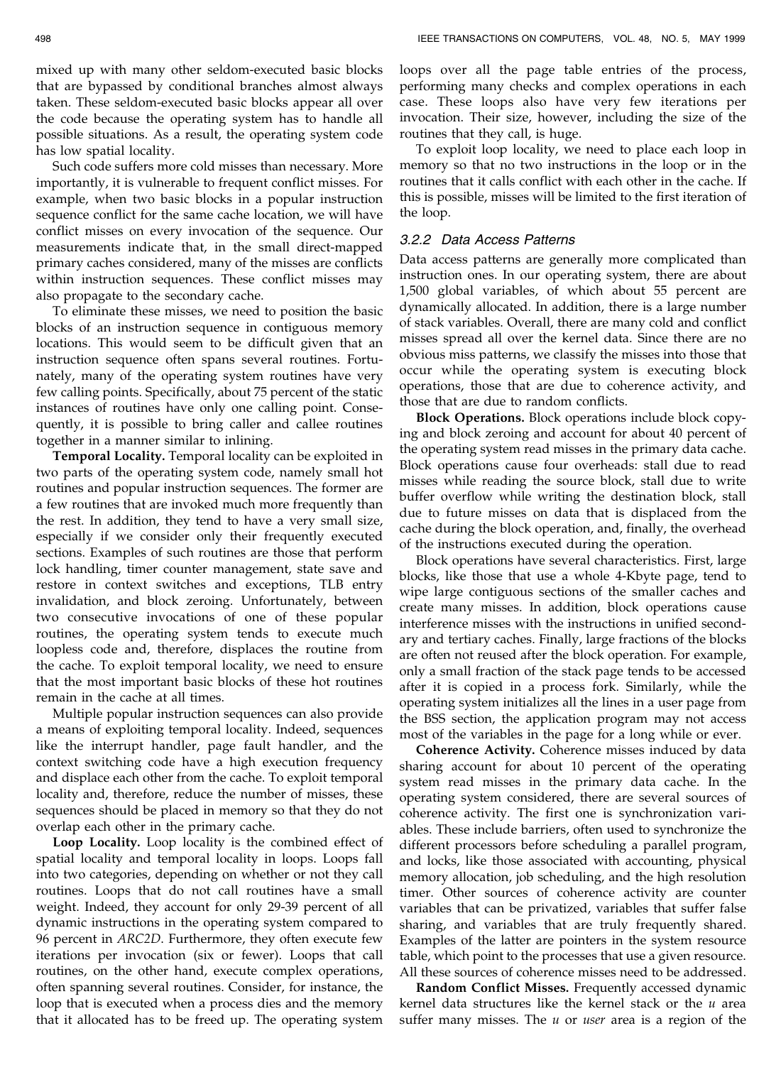mixed up with many other seldom-executed basic blocks that are bypassed by conditional branches almost always taken. These seldom-executed basic blocks appear all over the code because the operating system has to handle all possible situations. As a result, the operating system code has low spatial locality.

Such code suffers more cold misses than necessary. More importantly, it is vulnerable to frequent conflict misses. For example, when two basic blocks in a popular instruction sequence conflict for the same cache location, we will have conflict misses on every invocation of the sequence. Our measurements indicate that, in the small direct-mapped primary caches considered, many of the misses are conflicts within instruction sequences. These conflict misses may also propagate to the secondary cache.

To eliminate these misses, we need to position the basic blocks of an instruction sequence in contiguous memory locations. This would seem to be difficult given that an instruction sequence often spans several routines. Fortunately, many of the operating system routines have very few calling points. Specifically, about 75 percent of the static instances of routines have only one calling point. Consequently, it is possible to bring caller and callee routines together in a manner similar to inlining.

**Temporal Locality.** Temporal locality can be exploited in two parts of the operating system code, namely small hot routines and popular instruction sequences. The former are a few routines that are invoked much more frequently than the rest. In addition, they tend to have a very small size, especially if we consider only their frequently executed sections. Examples of such routines are those that perform lock handling, timer counter management, state save and restore in context switches and exceptions, TLB entry invalidation, and block zeroing. Unfortunately, between two consecutive invocations of one of these popular routines, the operating system tends to execute much loopless code and, therefore, displaces the routine from the cache. To exploit temporal locality, we need to ensure that the most important basic blocks of these hot routines remain in the cache at all times.

Multiple popular instruction sequences can also provide a means of exploiting temporal locality. Indeed, sequences like the interrupt handler, page fault handler, and the context switching code have a high execution frequency and displace each other from the cache. To exploit temporal locality and, therefore, reduce the number of misses, these sequences should be placed in memory so that they do not overlap each other in the primary cache.

**Loop Locality.** Loop locality is the combined effect of spatial locality and temporal locality in loops. Loops fall into two categories, depending on whether or not they call routines. Loops that do not call routines have a small weight. Indeed, they account for only 29-39 percent of all dynamic instructions in the operating system compared to 96 percent in *ARC2D*. Furthermore, they often execute few iterations per invocation (six or fewer). Loops that call routines, on the other hand, execute complex operations, often spanning several routines. Consider, for instance, the loop that is executed when a process dies and the memory that it allocated has to be freed up. The operating system loops over all the page table entries of the process, performing many checks and complex operations in each case. These loops also have very few iterations per invocation. Their size, however, including the size of the routines that they call, is huge.

To exploit loop locality, we need to place each loop in memory so that no two instructions in the loop or in the routines that it calls conflict with each other in the cache. If this is possible, misses will be limited to the first iteration of the loop.

### 3.2.2 Data Access Patterns

Data access patterns are generally more complicated than instruction ones. In our operating system, there are about 1,500 global variables, of which about 55 percent are dynamically allocated. In addition, there is a large number of stack variables. Overall, there are many cold and conflict misses spread all over the kernel data. Since there are no obvious miss patterns, we classify the misses into those that occur while the operating system is executing block operations, those that are due to coherence activity, and those that are due to random conflicts.

**Block Operations.** Block operations include block copying and block zeroing and account for about 40 percent of the operating system read misses in the primary data cache. Block operations cause four overheads: stall due to read misses while reading the source block, stall due to write buffer overflow while writing the destination block, stall due to future misses on data that is displaced from the cache during the block operation, and, finally, the overhead of the instructions executed during the operation.

Block operations have several characteristics. First, large blocks, like those that use a whole 4-Kbyte page, tend to wipe large contiguous sections of the smaller caches and create many misses. In addition, block operations cause interference misses with the instructions in unified secondary and tertiary caches. Finally, large fractions of the blocks are often not reused after the block operation. For example, only a small fraction of the stack page tends to be accessed after it is copied in a process fork. Similarly, while the operating system initializes all the lines in a user page from the BSS section, the application program may not access most of the variables in the page for a long while or ever.

**Coherence Activity.** Coherence misses induced by data sharing account for about 10 percent of the operating system read misses in the primary data cache. In the operating system considered, there are several sources of coherence activity. The first one is synchronization variables. These include barriers, often used to synchronize the different processors before scheduling a parallel program, and locks, like those associated with accounting, physical memory allocation, job scheduling, and the high resolution timer. Other sources of coherence activity are counter variables that can be privatized, variables that suffer false sharing, and variables that are truly frequently shared. Examples of the latter are pointers in the system resource table, which point to the processes that use a given resource. All these sources of coherence misses need to be addressed.

**Random Conflict Misses.** Frequently accessed dynamic kernel data structures like the kernel stack or the *u* area suffer many misses. The *u* or *user* area is a region of the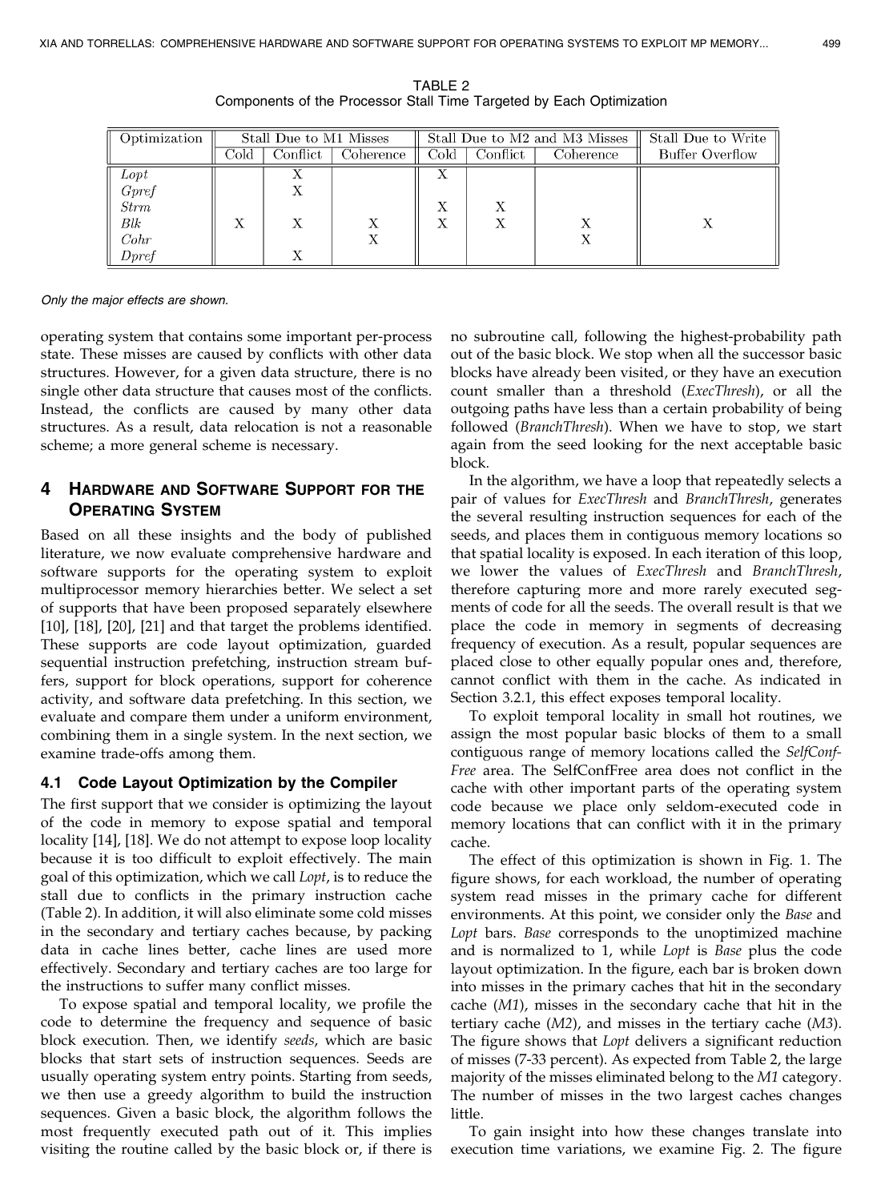TABLE 2
Components of the Processor Stall Time Targeted by Each Optimization

| Optimization | Stall Due to M1 Misses | | | Stall Due to M2 and M3 Misses | | | Stall Due to Write Buffer Overflow |
|---|---|---|---|---|---|---|---|
| | Cold | Conflict | Coherence | Cold | Conflict | Coherence | |
| *Lopt* | | X | | X | | | |
| *Gpref* | | X | | | | | |
| *Strm* | | | | X | X | | |
| *Blk* | X | X | X | X | X | X | X |
| *Cohr* | | | X | | | X | |
| *Dpref* | | X | | | | | |

*Only the major effects are shown.*

operating system that contains some important per-process state. These misses are caused by conflicts with other data structures. However, for a given data structure, there is no single other data structure that causes most of the conflicts. Instead, the conflicts are caused by many other data structures. As a result, data relocation is not a reasonable scheme; a more general scheme is necessary.

## 4 Hardware and Software Support for the Operating System

Based on all these insights and the body of published literature, we now evaluate comprehensive hardware and software supports for the operating system to exploit multiprocessor memory hierarchies better. We select a set of supports that have been proposed separately elsewhere [10], [18], [20], [21] and that target the problems identified. These supports are code layout optimization, guarded sequential instruction prefetching, instruction stream buffers, support for block operations, support for coherence activity, and software data prefetching. In this section, we evaluate and compare them under a uniform environment, combining them in a single system. In the next section, we examine trade-offs among them.

### 4.1 Code Layout Optimization by the Compiler

The first support that we consider is optimizing the layout of the code in memory to expose spatial and temporal locality [14], [18]. We do not attempt to expose loop locality because it is too difficult to exploit effectively. The main goal of this optimization, which we call *Lopt*, is to reduce the stall due to conflicts in the primary instruction cache (Table 2). In addition, it will also eliminate some cold misses in the secondary and tertiary caches because, by packing data in cache lines better, cache lines are used more effectively. Secondary and tertiary caches are too large for the instructions to suffer many conflict misses.

To expose spatial and temporal locality, we profile the code to determine the frequency and sequence of basic block execution. Then, we identify *seeds*, which are basic blocks that start sets of instruction sequences. Seeds are usually operating system entry points. Starting from seeds, we then use a greedy algorithm to build the instruction sequences. Given a basic block, the algorithm follows the most frequently executed path out of it. This implies visiting the routine called by the basic block or, if there is no subroutine call, following the highest-probability path out of the basic block. We stop when all the successor basic blocks have already been visited, or they have an execution count smaller than a threshold (*ExecThresh*), or all the outgoing paths have less than a certain probability of being followed (*BranchThresh*). When we have to stop, we start again from the seed looking for the next acceptable basic block.

In the algorithm, we have a loop that repeatedly selects a pair of values for *ExecThresh* and *BranchThresh*, generates the several resulting instruction sequences for each of the seeds, and places them in contiguous memory locations so that spatial locality is exposed. In each iteration of this loop, we lower the values of *ExecThresh* and *BranchThresh*, therefore capturing more and more rarely executed segments of code for all the seeds. The overall result is that we place the code in memory in segments of decreasing frequency of execution. As a result, popular sequences are placed close to other equally popular ones and, therefore, cannot conflict with them in the cache. As indicated in Section 3.2.1, this effect exposes temporal locality.

To exploit temporal locality in small hot routines, we assign the most popular basic blocks of them to a small contiguous range of memory locations called the *SelfConfFree* area. The SelfConfFree area does not conflict in the cache with other important parts of the operating system code because we place only seldom-executed code in memory locations that can conflict with it in the primary cache.

The effect of this optimization is shown in Fig. 1. The figure shows, for each workload, the number of operating system read misses in the primary cache for different environments. At this point, we consider only the *Base* and *Lopt* bars. *Base* corresponds to the unoptimized machine and is normalized to 1, while *Lopt* is *Base* plus the code layout optimization. In the figure, each bar is broken down into misses in the primary caches that hit in the secondary cache (*M1*), misses in the secondary cache that hit in the tertiary cache (*M2*), and misses in the tertiary cache (*M3*). The figure shows that *Lopt* delivers a significant reduction of misses (7-33 percent). As expected from Table 2, the large majority of the misses eliminated belong to the *M1* category. The number of misses in the two largest caches changes little.

To gain insight into how these changes translate into execution time variations, we examine Fig. 2. The figure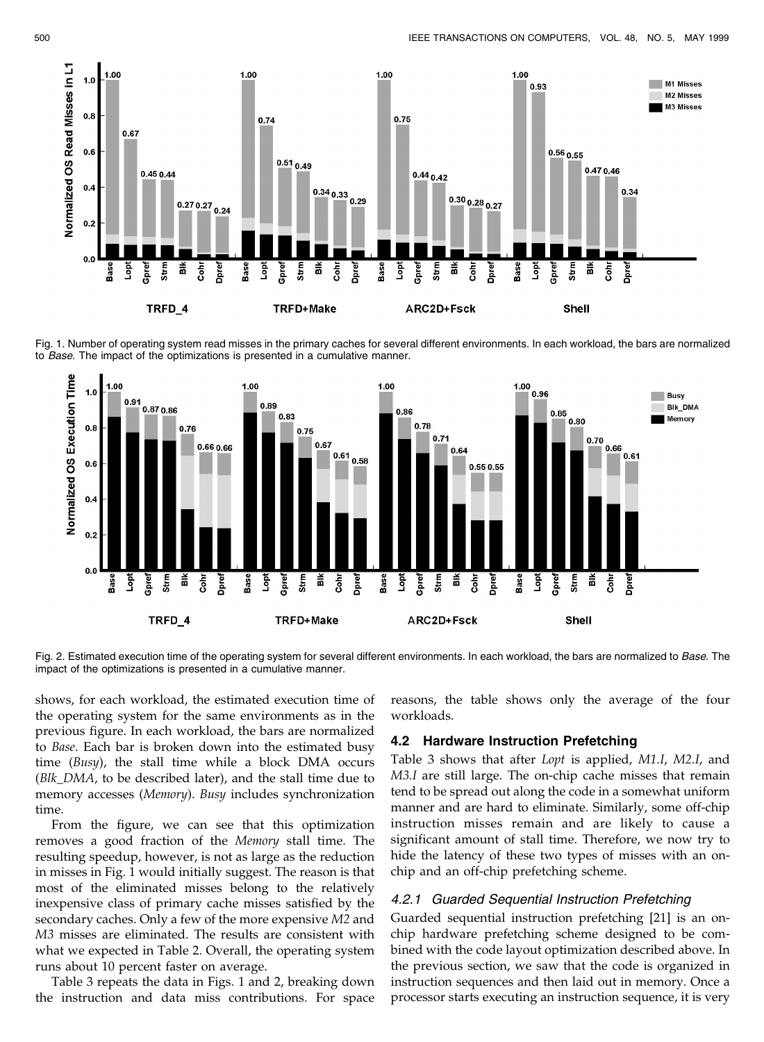Fig. 1. Number of operating system read misses in the primary caches for several different environments. In each workload, the bars are normalized to *Base*. The impact of the optimizations is presented in a cumulative manner.

Fig. 2. Estimated execution time of the operating system for several different environments. In each workload, the bars are normalized to *Base*. The impact of the optimizations is presented in a cumulative manner.

shows, for each workload, the estimated execution time of the operating system for the same environments as in the previous figure. In each workload, the bars are normalized to *Base*. Each bar is broken down into the estimated busy time (*Busy*), the stall time while a block DMA occurs (*Blk_DMA*, to be described later), and the stall time due to memory accesses (*Memory*). *Busy* includes synchronization time.

From the figure, we can see that this optimization removes a good fraction of the *Memory* stall time. The resulting speedup, however, is not as large as the reduction in misses in Fig. 1 would initially suggest. The reason is that most of the eliminated misses belong to the relatively inexpensive class of primary cache misses satisfied by the secondary caches. Only a few of the more expensive *M2* and *M3* misses are eliminated. The results are consistent with what we expected in Table 2. Overall, the operating system runs about 10 percent faster on average.

Table 3 repeats the data in Figs. 1 and 2, breaking down the instruction and data miss contributions. For space reasons, the table shows only the average of the four workloads.

### 4.2 Hardware Instruction Prefetching

Table 3 shows that after *Lopt* is applied, *M1.I*, *M2.I*, and *M3.I* are still large. The on-chip cache misses that remain tend to be spread out along the code in a somewhat uniform manner and are hard to eliminate. Similarly, some off-chip instruction misses remain and are likely to cause a significant amount of stall time. Therefore, we now try to hide the latency of these two types of misses with an on-chip and an off-chip prefetching scheme.

#### 4.2.1 Guarded Sequential Instruction Prefetching

Guarded sequential instruction prefetching [21] is an on-chip hardware prefetching scheme designed to be combined with the code layout optimization described above. In the previous section, we saw that the code is organized in instruction sequences and then laid out in memory. Once a processor starts executing an instruction sequence, it is very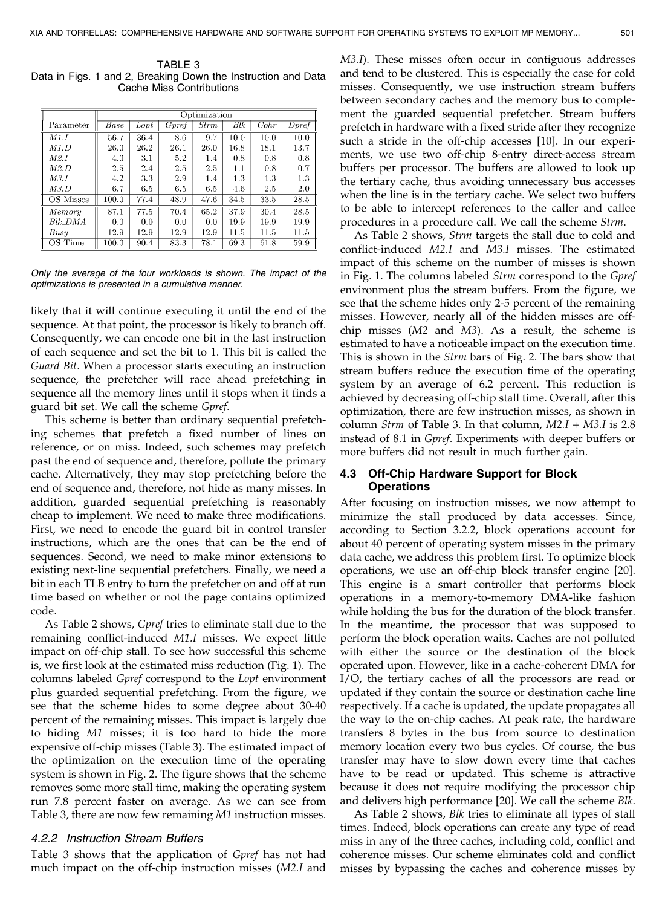TABLE 3
Data in Figs. 1 and 2, Breaking Down the Instruction and Data Cache Miss Contributions

| Parameter | Optimization | | | | | | |
|---|---|---|---|---|---|---|---|
| | *Base* | *Lopt* | *Gpref* | *Strm* | *Blk* | *Cohr* | *Dpref* |
| *M1.I* | 56.7 | 36.4 | 8.6 | 9.7 | 10.0 | 10.0 | 10.0 |
| *M1.D* | 26.0 | 26.2 | 26.1 | 26.0 | 16.8 | 18.1 | 13.7 |
| *M2.I* | 4.0 | 3.1 | 5.2 | 1.4 | 0.8 | 0.8 | 0.8 |
| *M2.D* | 2.5 | 2.4 | 2.5 | 2.5 | 1.1 | 0.8 | 0.7 |
| *M3.I* | 4.2 | 3.3 | 2.9 | 1.4 | 1.3 | 1.3 | 1.3 |
| *M3.D* | 6.7 | 6.5 | 6.5 | 6.5 | 4.6 | 2.5 | 2.0 |
| OS Misses | 100.0 | 77.4 | 48.9 | 47.6 | 34.5 | 33.5 | 28.5 |
| *Memory* | 87.1 | 77.5 | 70.4 | 65.2 | 37.9 | 30.4 | 28.5 |
| *Blk_DMA* | 0.0 | 0.0 | 0.0 | 0.0 | 19.9 | 19.9 | 19.9 |
| *Busy* | 12.9 | 12.9 | 12.9 | 12.9 | 11.5 | 11.5 | 11.5 |
| OS Time | 100.0 | 90.4 | 83.3 | 78.1 | 69.3 | 61.8 | 59.9 |

*Only the average of the four workloads is shown. The impact of the optimizations is presented in a cumulative manner.*

likely that it will continue executing it until the end of the sequence. At that point, the processor is likely to branch off. Consequently, we can encode one bit in the last instruction of each sequence and set the bit to 1. This bit is called the *Guard Bit*. When a processor starts executing an instruction sequence, the prefetcher will race ahead prefetching in sequence all the memory lines until it stops when it finds a guard bit set. We call the scheme *Gpref*.

This scheme is better than ordinary sequential prefetching schemes that prefetch a fixed number of lines on reference, or on miss. Indeed, such schemes may prefetch past the end of sequence and, therefore, pollute the primary cache. Alternatively, they may stop prefetching before the end of sequence and, therefore, not hide as many misses. In addition, guarded sequential prefetching is reasonably cheap to implement. We need to make three modifications. First, we need to encode the guard bit in control transfer instructions, which are the ones that can be the end of sequences. Second, we need to make minor extensions to existing next-line sequential prefetchers. Finally, we need a bit in each TLB entry to turn the prefetcher on and off at run time based on whether or not the page contains optimized code.

As Table 2 shows, *Gpref* tries to eliminate stall due to the remaining conflict-induced *M1.I* misses. We expect little impact on off-chip stall. To see how successful this scheme is, we first look at the estimated miss reduction (Fig. 1). The columns labeled *Gpref* correspond to the *Lopt* environment plus guarded sequential prefetching. From the figure, we see that the scheme hides to some degree about 30-40 percent of the remaining misses. This impact is largely due to hiding *M1* misses; it is too hard to hide the more expensive off-chip misses (Table 3). The estimated impact of the optimization on the execution time of the operating system is shown in Fig. 2. The figure shows that the scheme removes some more stall time, making the operating system run 7.8 percent faster on average. As we can see from Table 3, there are now few remaining *M1* instruction misses.

#### 4.2.2 Instruction Stream Buffers

Table 3 shows that the application of *Gpref* has not had much impact on the off-chip instruction misses (*M2.I* and *M3.I*). These misses often occur in contiguous addresses and tend to be clustered. This is especially the case for cold misses. Consequently, we use instruction stream buffers between secondary caches and the memory bus to complement the guarded sequential prefetcher. Stream buffers prefetch in hardware with a fixed stride after they recognize such a stride in the off-chip accesses [10]. In our experiments, we use two off-chip 8-entry direct-access stream buffers per processor. The buffers are allowed to look up the tertiary cache, thus avoiding unnecessary bus accesses when the line is in the tertiary cache. We select two buffers to be able to intercept references to the caller and callee procedures in a procedure call. We call the scheme *Strm*.

As Table 2 shows, *Strm* targets the stall due to cold and conflict-induced *M2.I* and *M3.I* misses. The estimated impact of this scheme on the number of misses is shown in Fig. 1. The columns labeled *Strm* correspond to the *Gpref* environment plus the stream buffers. From the figure, we see that the scheme hides only 2-5 percent of the remaining misses. However, nearly all of the hidden misses are off-chip misses (*M2* and *M3*). As a result, the scheme is estimated to have a noticeable impact on the execution time. This is shown in the *Strm* bars of Fig. 2. The bars show that stream buffers reduce the execution time of the operating system by an average of 6.2 percent. This reduction is achieved by decreasing off-chip stall time. Overall, after this optimization, there are few instruction misses, as shown in column *Strm* of Table 3. In that column, *M2.I* + *M3.I* is 2.8 instead of 8.1 in *Gpref*. Experiments with deeper buffers or more buffers did not result in much further gain.

### 4.3 Off-Chip Hardware Support for Block Operations

After focusing on instruction misses, we now attempt to minimize the stall produced by data accesses. Since, according to Section 3.2.2, block operations account for about 40 percent of operating system misses in the primary data cache, we address this problem first. To optimize block operations, we use an off-chip block transfer engine [20]. This engine is a smart controller that performs block operations in a memory-to-memory DMA-like fashion while holding the bus for the duration of the block transfer. In the meantime, the processor that was supposed to perform the block operation waits. Caches are not polluted with either the source or the destination of the block operated upon. However, like in a cache-coherent DMA for I/O, the tertiary caches of all the processors are read or updated if they contain the source or destination cache line respectively. If a cache is updated, the update propagates all the way to the on-chip caches. At peak rate, the hardware transfers 8 bytes in the bus from source to destination memory location every two bus cycles. Of course, the bus transfer may have to slow down every time that caches have to be read or updated. This scheme is attractive because it does not require modifying the processor chip and delivers high performance [20]. We call the scheme *Blk*.

As Table 2 shows, *Blk* tries to eliminate all types of stall times. Indeed, block operations can create any type of read miss in any of the three caches, including cold, conflict and coherence misses. Our scheme eliminates cold and conflict misses by bypassing the caches and coherence misses by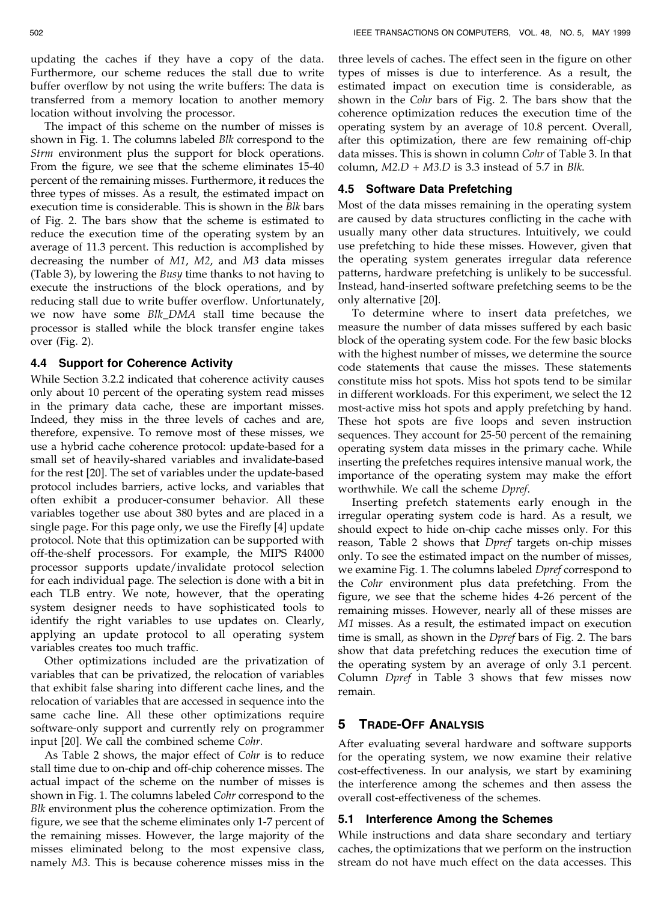updating the caches if they have a copy of the data. Furthermore, our scheme reduces the stall due to write buffer overflow by not using the write buffers: The data is transferred from a memory location to another memory location without involving the processor.

The impact of this scheme on the number of misses is shown in Fig. 1. The columns labeled *Blk* correspond to the *Strm* environment plus the support for block operations. From the figure, we see that the scheme eliminates 15-40 percent of the remaining misses. Furthermore, it reduces the three types of misses. As a result, the estimated impact on execution time is considerable. This is shown in the *Blk* bars of Fig. 2. The bars show that the scheme is estimated to reduce the execution time of the operating system by an average of 11.3 percent. This reduction is accomplished by decreasing the number of *M1*, *M2*, and *M3* data misses (Table 3), by lowering the *Busy* time thanks to not having to execute the instructions of the block operations, and by reducing stall due to write buffer overflow. Unfortunately, we now have some *Blk_DMA* stall time because the processor is stalled while the block transfer engine takes over (Fig. 2).

### 4.4 Support for Coherence Activity

While Section 3.2.2 indicated that coherence activity causes only about 10 percent of the operating system read misses in the primary data cache, these are important misses. Indeed, they miss in the three levels of caches and are, therefore, expensive. To remove most of these misses, we use a hybrid cache coherence protocol: update-based for a small set of heavily-shared variables and invalidate-based for the rest [20]. The set of variables under the update-based protocol includes barriers, active locks, and variables that often exhibit a producer-consumer behavior. All these variables together use about 380 bytes and are placed in a single page. For this page only, we use the Firefly [4] update protocol. Note that this optimization can be supported with off-the-shelf processors. For example, the MIPS R4000 processor supports update/invalidate protocol selection for each individual page. The selection is done with a bit in each TLB entry. We note, however, that the operating system designer needs to have sophisticated tools to identify the right variables to use updates on. Clearly, applying an update protocol to all operating system variables creates too much traffic.

Other optimizations included are the privatization of variables that can be privatized, the relocation of variables that exhibit false sharing into different cache lines, and the relocation of variables that are accessed in sequence into the same cache line. All these other optimizations require software-only support and currently rely on programmer input [20]. We call the combined scheme *Cohr*.

As Table 2 shows, the major effect of *Cohr* is to reduce stall time due to on-chip and off-chip coherence misses. The actual impact of the scheme on the number of misses is shown in Fig. 1. The columns labeled *Cohr* correspond to the *Blk* environment plus the coherence optimization. From the figure, we see that the scheme eliminates only 1-7 percent of the remaining misses. However, the large majority of the misses eliminated belong to the most expensive class, namely *M3*. This is because coherence misses miss in the three levels of caches. The effect seen in the figure on other types of misses is due to interference. As a result, the estimated impact on execution time is considerable, as shown in the *Cohr* bars of Fig. 2. The bars show that the coherence optimization reduces the execution time of the operating system by an average of 10.8 percent. Overall, after this optimization, there are few remaining off-chip data misses. This is shown in column *Cohr* of Table 3. In that column, *M2.D + M3.D* is 3.3 instead of 5.7 in *Blk*.

### 4.5 Software Data Prefetching

Most of the data misses remaining in the operating system are caused by data structures conflicting in the cache with usually many other data structures. Intuitively, we could use prefetching to hide these misses. However, given that the operating system generates irregular data reference patterns, hardware prefetching is unlikely to be successful. Instead, hand-inserted software prefetching seems to be the only alternative [20].

To determine where to insert data prefetches, we measure the number of data misses suffered by each basic block of the operating system code. For the few basic blocks with the highest number of misses, we determine the source code statements that cause the misses. These statements constitute miss hot spots. Miss hot spots tend to be similar in different workloads. For this experiment, we select the 12 most-active miss hot spots and apply prefetching by hand. These hot spots are five loops and seven instruction sequences. They account for 25-50 percent of the remaining operating system data misses in the primary cache. While inserting the prefetches requires intensive manual work, the importance of the operating system may make the effort worthwhile. We call the scheme *Dpref*.

Inserting prefetch statements early enough in the irregular operating system code is hard. As a result, we should expect to hide on-chip cache misses only. For this reason, Table 2 shows that *Dpref* targets on-chip misses only. To see the estimated impact on the number of misses, we examine Fig. 1. The columns labeled *Dpref* correspond to the *Cohr* environment plus data prefetching. From the figure, we see that the scheme hides 4-26 percent of the remaining misses. However, nearly all of these misses are *M1* misses. As a result, the estimated impact on execution time is small, as shown in the *Dpref* bars of Fig. 2. The bars show that data prefetching reduces the execution time of the operating system by an average of only 3.1 percent. Column *Dpref* in Table 3 shows that few misses now remain.

## 5 Trade-Off Analysis

After evaluating several hardware and software supports for the operating system, we now examine their relative cost-effectiveness. In our analysis, we start by examining the interference among the schemes and then assess the overall cost-effectiveness of the schemes.

### 5.1 Interference Among the Schemes

While instructions and data share secondary and tertiary caches, the optimizations that we perform on the instruction stream do not have much effect on the data accesses. This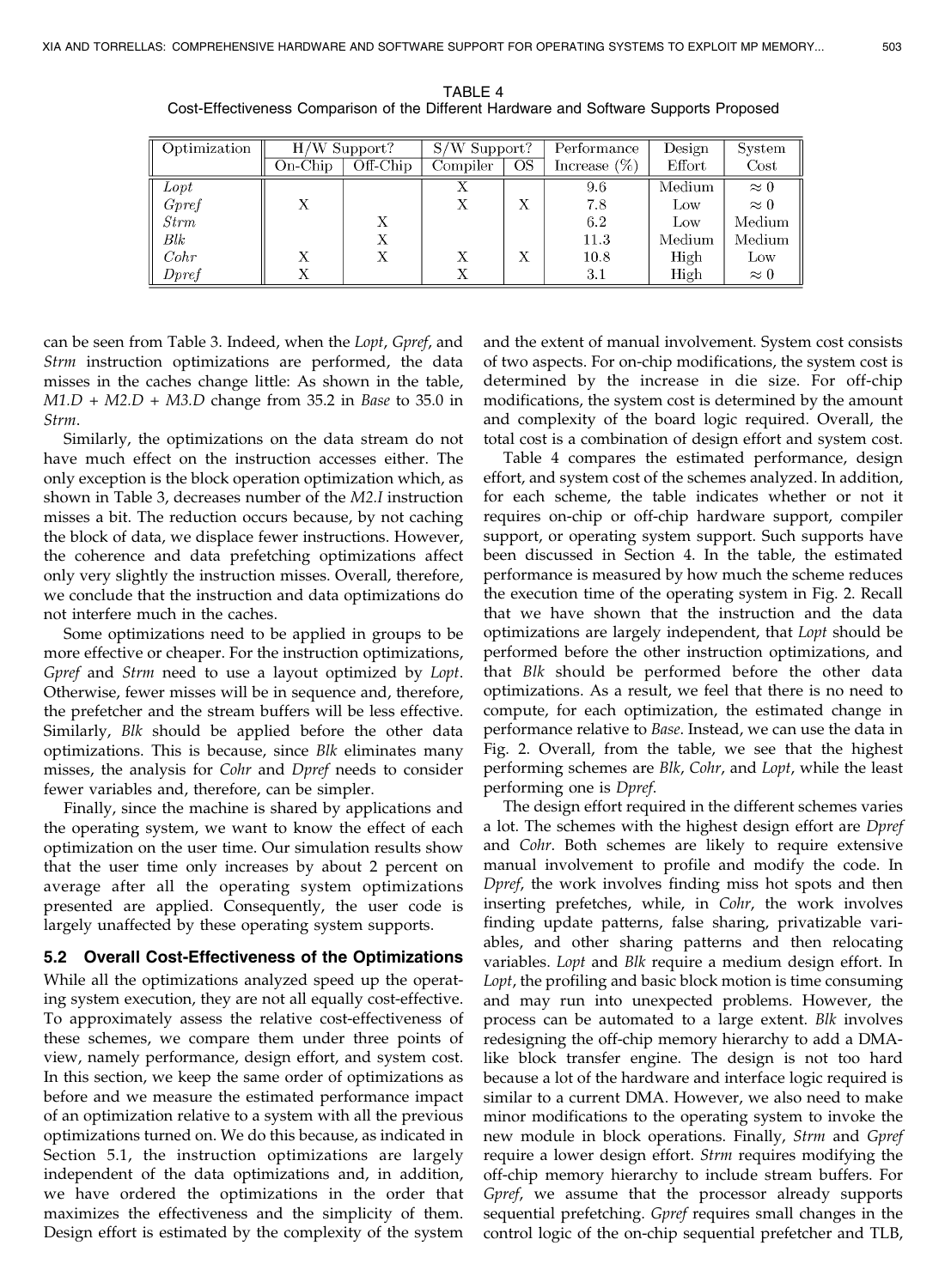TABLE 4
Cost-Effectiveness Comparison of the Different Hardware and Software Supports Proposed

| Optimization | H/W Support? | | S/W Support? | | Performance | Design | System |
|---|---|---|---|---|---|---|---|
| | On-Chip | Off-Chip | Compiler | OS | Increase (%) | Effort | Cost |
| *Lopt* | | | X | | 9.6 | Medium | ≈ 0 |
| *Gpref* | X | | X | X | 7.8 | Low | ≈ 0 |
| *Strm* | | X | | | 6.2 | Low | Medium |
| *Blk* | | X | | | 11.3 | Medium | Medium |
| *Cohr* | X | X | X | X | 10.8 | High | Low |
| *Dpref* | X | | X | | 3.1 | High | ≈ 0 |

can be seen from Table 3. Indeed, when the *Lopt*, *Gpref*, and *Strm* instruction optimizations are performed, the data misses in the caches change little: As shown in the table, *M1.D* + *M2.D* + *M3.D* change from 35.2 in *Base* to 35.0 in *Strm*.

Similarly, the optimizations on the data stream do not have much effect on the instruction accesses either. The only exception is the block operation optimization which, as shown in Table 3, decreases number of the *M2.I* instruction misses a bit. The reduction occurs because, by not caching the block of data, we displace fewer instructions. However, the coherence and data prefetching optimizations affect only very slightly the instruction misses. Overall, therefore, we conclude that the instruction and data optimizations do not interfere much in the caches.

Some optimizations need to be applied in groups to be more effective or cheaper. For the instruction optimizations, *Gpref* and *Strm* need to use a layout optimized by *Lopt*. Otherwise, fewer misses will be in sequence and, therefore, the prefetcher and the stream buffers will be less effective. Similarly, *Blk* should be applied before the other data optimizations. This is because, since *Blk* eliminates many misses, the analysis for *Cohr* and *Dpref* needs to consider fewer variables and, therefore, can be simpler.

Finally, since the machine is shared by applications and the operating system, we want to know the effect of each optimization on the user time. Our simulation results show that the user time only increases by about 2 percent on average after all the operating system optimizations presented are applied. Consequently, the user code is largely unaffected by these operating system supports.

### 5.2 Overall Cost-Effectiveness of the Optimizations

While all the optimizations analyzed speed up the operating system execution, they are not all equally cost-effective. To approximately assess the relative cost-effectiveness of these schemes, we compare them under three points of view, namely performance, design effort, and system cost. In this section, we keep the same order of optimizations as before and we measure the estimated performance impact of an optimization relative to a system with all the previous optimizations turned on. We do this because, as indicated in Section 5.1, the instruction optimizations are largely independent of the data optimizations and, in addition, we have ordered the optimizations in the order that maximizes the effectiveness and the simplicity of them. Design effort is estimated by the complexity of the system and the extent of manual involvement. System cost consists of two aspects. For on-chip modifications, the system cost is determined by the increase in die size. For off-chip modifications, the system cost is determined by the amount and complexity of the board logic required. Overall, the total cost is a combination of design effort and system cost.

Table 4 compares the estimated performance, design effort, and system cost of the schemes analyzed. In addition, for each scheme, the table indicates whether or not it requires on-chip or off-chip hardware support, compiler support, or operating system support. Such supports have been discussed in Section 4. In the table, the estimated performance is measured by how much the scheme reduces the execution time of the operating system in Fig. 2. Recall that we have shown that the instruction and the data optimizations are largely independent, that *Lopt* should be performed before the other instruction optimizations, and that *Blk* should be performed before the other data optimizations. As a result, we feel that there is no need to compute, for each optimization, the estimated change in performance relative to *Base*. Instead, we can use the data in Fig. 2. Overall, from the table, we see that the highest performing schemes are *Blk*, *Cohr*, and *Lopt*, while the least performing one is *Dpref*.

The design effort required in the different schemes varies a lot. The schemes with the highest design effort are *Dpref* and *Cohr*. Both schemes are likely to require extensive manual involvement to profile and modify the code. In *Dpref*, the work involves finding miss hot spots and then inserting prefetches, while, in *Cohr*, the work involves finding update patterns, false sharing, privatizable variables, and other sharing patterns and then relocating variables. *Lopt* and *Blk* require a medium design effort. In *Lopt*, the profiling and basic block motion is time consuming and may run into unexpected problems. However, the process can be automated to a large extent. *Blk* involves redesigning the off-chip memory hierarchy to add a DMA-like block transfer engine. The design is not too hard because a lot of the hardware and interface logic required is similar to a current DMA. However, we also need to make minor modifications to the operating system to invoke the new module in block operations. Finally, *Strm* and *Gpref* require a lower design effort. *Strm* requires modifying the off-chip memory hierarchy to include stream buffers. For *Gpref*, we assume that the processor already supports sequential prefetching. *Gpref* requires small changes in the control logic of the on-chip sequential prefetcher and TLB,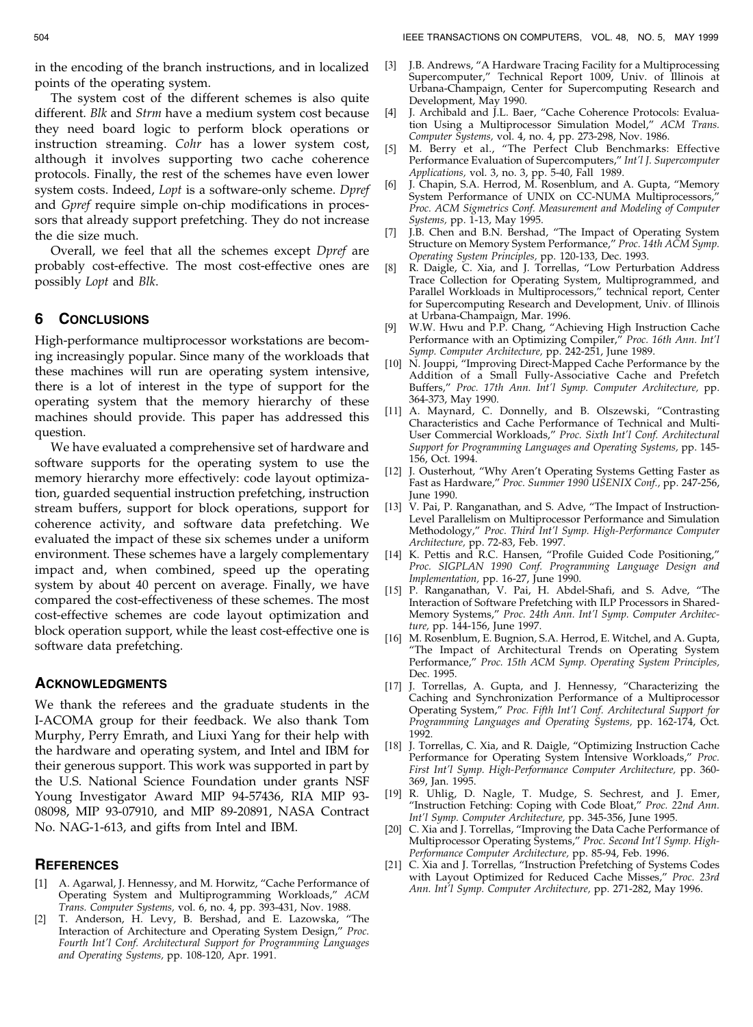in the encoding of the branch instructions, and in localized points of the operating system.

The system cost of the different schemes is also quite different. *Blk* and *Strm* have a medium system cost because they need board logic to perform block operations or instruction streaming. *Cohr* has a lower system cost, although it involves supporting two cache coherence protocols. Finally, the rest of the schemes have even lower system costs. Indeed, *Lopt* is a software-only scheme. *Dpref* and *Gpref* require simple on-chip modifications in processors that already support prefetching. They do not increase the die size much.

Overall, we feel that all the schemes except *Dpref* are probably cost-effective. The most cost-effective ones are possibly *Lopt* and *Blk*.

## 6 Conclusions

High-performance multiprocessor workstations are becoming increasingly popular. Since many of the workloads that these machines will run are operating system intensive, there is a lot of interest in the type of support for the operating system that the memory hierarchy of these machines should provide. This paper has addressed this question.

We have evaluated a comprehensive set of hardware and software supports for the operating system to use the memory hierarchy more effectively: code layout optimization, guarded sequential instruction prefetching, instruction stream buffers, support for block operations, support for coherence activity, and software data prefetching. We evaluated the impact of these six schemes under a uniform environment. These schemes have a largely complementary impact and, when combined, speed up the operating system by about 40 percent on average. Finally, we have compared the cost-effectiveness of these schemes. The most cost-effective schemes are code layout optimization and block operation support, while the least cost-effective one is software data prefetching.

## Acknowledgments

We thank the referees and the graduate students in the I-ACOMA group for their feedback. We also thank Tom Murphy, Perry Emrath, and Liuxi Yang for their help with the hardware and operating system, and Intel and IBM for their generous support. This work was supported in part by the U.S. National Science Foundation under grants NSF Young Investigator Award MIP 94-57436, RIA MIP 93-08098, MIP 93-07910, and MIP 89-20891, NASA Contract No. NAG-1-613, and gifts from Intel and IBM.

## References

[1] A. Agarwal, J. Hennessy, and M. Horwitz, "Cache Performance of Operating System and Multiprogramming Workloads," *ACM Trans. Computer Systems,* vol. 6, no. 4, pp. 393-431, Nov. 1988.

[2] T. Anderson, H. Levy, B. Bershad, and E. Lazowska, "The Interaction of Architecture and Operating System Design," *Proc. Fourth Int'l Conf. Architectural Support for Programming Languages and Operating Systems,* pp. 108-120, Apr. 1991.

[3] J.B. Andrews, "A Hardware Tracing Facility for a Multiprocessing Supercomputer," Technical Report 1009, Univ. of Illinois at Urbana-Champaign, Center for Supercomputing Research and Development, May 1990.

[4] J. Archibald and J.L. Baer, "Cache Coherence Protocols: Evaluation Using a Multiprocessor Simulation Model," *ACM Trans. Computer Systems,* vol. 4, no. 4, pp. 273-298, Nov. 1986.

[5] M. Berry et al., "The Perfect Club Benchmarks: Effective Performance Evaluation of Supercomputers," *Int'l J. Supercomputer Applications,* vol. 3, no. 3, pp. 5-40, Fall 1989.

[6] J. Chapin, S.A. Herrod, M. Rosenblum, and A. Gupta, "Memory System Performance of UNIX on CC-NUMA Multiprocessors," *Proc. ACM Sigmetrics Conf. Measurement and Modeling of Computer Systems,* pp. 1-13, May 1995.

[7] J.B. Chen and B.N. Bershad, "The Impact of Operating System Structure on Memory System Performance," *Proc. 14th ACM Symp. Operating System Principles,* pp. 120-133, Dec. 1993.

[8] R. Daigle, C. Xia, and J. Torrellas, "Low Perturbation Address Trace Collection for Operating System, Multiprogrammed, and Parallel Workloads in Multiprocessors," technical report, Center for Supercomputing Research and Development, Univ. of Illinois at Urbana-Champaign, Mar. 1996.

[9] W.W. Hwu and P.P. Chang, "Achieving High Instruction Cache Performance with an Optimizing Compiler," *Proc. 16th Ann. Int'l Symp. Computer Architecture,* pp. 242-251, June 1989.

[10] N. Jouppi, "Improving Direct-Mapped Cache Performance by the Addition of a Small Fully-Associative Cache and Prefetch Buffers," *Proc. 17th Ann. Int'l Symp. Computer Architecture,* pp. 364-373, May 1990.

[11] A. Maynard, C. Donnelly, and B. Olszewski, "Contrasting Characteristics and Cache Performance of Technical and Multi-User Commercial Workloads," *Proc. Sixth Int'l Conf. Architectural Support for Programming Languages and Operating Systems,* pp. 145-156, Oct. 1994.

[12] J. Ousterhout, "Why Aren't Operating Systems Getting Faster as Fast as Hardware," *Proc. Summer 1990 USENIX Conf.,* pp. 247-256, June 1990.

[13] V. Pai, P. Ranganathan, and S. Adve, "The Impact of Instruction-Level Parallelism on Multiprocessor Performance and Simulation Methodology," *Proc. Third Int'l Symp. High-Performance Computer Architecture,* pp. 72-83, Feb. 1997.

[14] K. Pettis and R.C. Hansen, "Profile Guided Code Positioning," *Proc. SIGPLAN 1990 Conf. Programming Language Design and Implementation,* pp. 16-27, June 1990.

[15] P. Ranganathan, V. Pai, H. Abdel-Shafi, and S. Adve, "The Interaction of Software Prefetching with ILP Processors in Shared-Memory Systems," *Proc. 24th Ann. Int'l Symp. Computer Architecture,* pp. 144-156, June 1997.

[16] M. Rosenblum, E. Bugnion, S.A. Herrod, E. Witchel, and A. Gupta, "The Impact of Architectural Trends on Operating System Performance," *Proc. 15th ACM Symp. Operating System Principles,* Dec. 1995.

[17] J. Torrellas, A. Gupta, and J. Hennessy, "Characterizing the Caching and Synchronization Performance of a Multiprocessor Operating System," *Proc. Fifth Int'l Conf. Architectural Support for Programming Languages and Operating Systems,* pp. 162-174, Oct. 1992.

[18] J. Torrellas, C. Xia, and R. Daigle, "Optimizing Instruction Cache Performance for Operating System Intensive Workloads," *Proc. First Int'l Symp. High-Performance Computer Architecture,* pp. 360-369, Jan. 1995.

[19] R. Uhlig, D. Nagle, T. Mudge, S. Sechrest, and J. Emer, "Instruction Fetching: Coping with Code Bloat," *Proc. 22nd Ann. Int'l Symp. Computer Architecture,* pp. 345-356, June 1995.

[20] C. Xia and J. Torrellas, "Improving the Data Cache Performance of Multiprocessor Operating Systems," *Proc. Second Int'l Symp. High-Performance Computer Architecture,* pp. 85-94, Feb. 1996.

[21] C. Xia and J. Torrellas, "Instruction Prefetching of Systems Codes with Layout Optimized for Reduced Cache Misses," *Proc. 23rd Ann. Int'l Symp. Computer Architecture,* pp. 271-282, May 1996.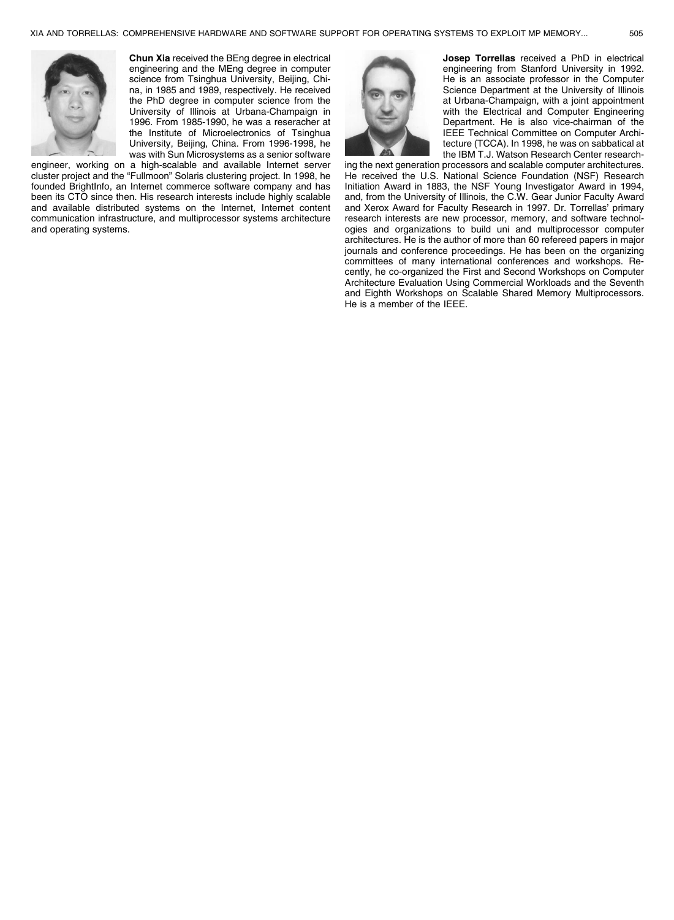**Chun Xia** received the BEng degree in electrical engineering and the MEng degree in computer science from Tsinghua University, Beijing, China, in 1985 and 1989, respectively. He received the PhD degree in computer science from the University of Illinois at Urbana-Champaign in 1996. From 1985-1990, he was a reseracher at the Institute of Microelectronics of Tsinghua University, Beijing, China. From 1996-1998, he was with Sun Microsystems as a senior software engineer, working on a high-scalable and available Internet server cluster project and the "Fullmoon" Solaris clustering project. In 1998, he founded BrightInfo, an Internet commerce software company and has been its CTO since then. His research interests include highly scalable and available distributed systems on the Internet, Internet content communication infrastructure, and multiprocessor systems architecture and operating systems.

**Josep Torrellas** received a PhD in electrical engineering from Stanford University in 1992. He is an associate professor in the Computer Science Department at the University of Illinois at Urbana-Champaign, with a joint appointment with the Electrical and Computer Engineering Department. He is also vice-chairman of the IEEE Technical Committee on Computer Architecture (TCCA). In 1998, he was on sabbatical at the IBM T.J. Watson Research Center researching the next generation processors and scalable computer architectures. He received the U.S. National Science Foundation (NSF) Research Initiation Award in 1883, the NSF Young Investigator Award in 1994, and, from the University of Illinois, the C.W. Gear Junior Faculty Award and Xerox Award for Faculty Research in 1997. Dr. Torrellas' primary research interests are new processor, memory, and software technologies and organizations to build uni and multiprocessor computer architectures. He is the author of more than 60 refereed papers in major journals and conference proceedings. He has been on the organizing committees of many international conferences and workshops. Recently, he co-organized the First and Second Workshops on Computer Architecture Evaluation Using Commercial Workloads and the Seventh and Eighth Workshops on Scalable Shared Memory Multiprocessors. He is a member of the IEEE.